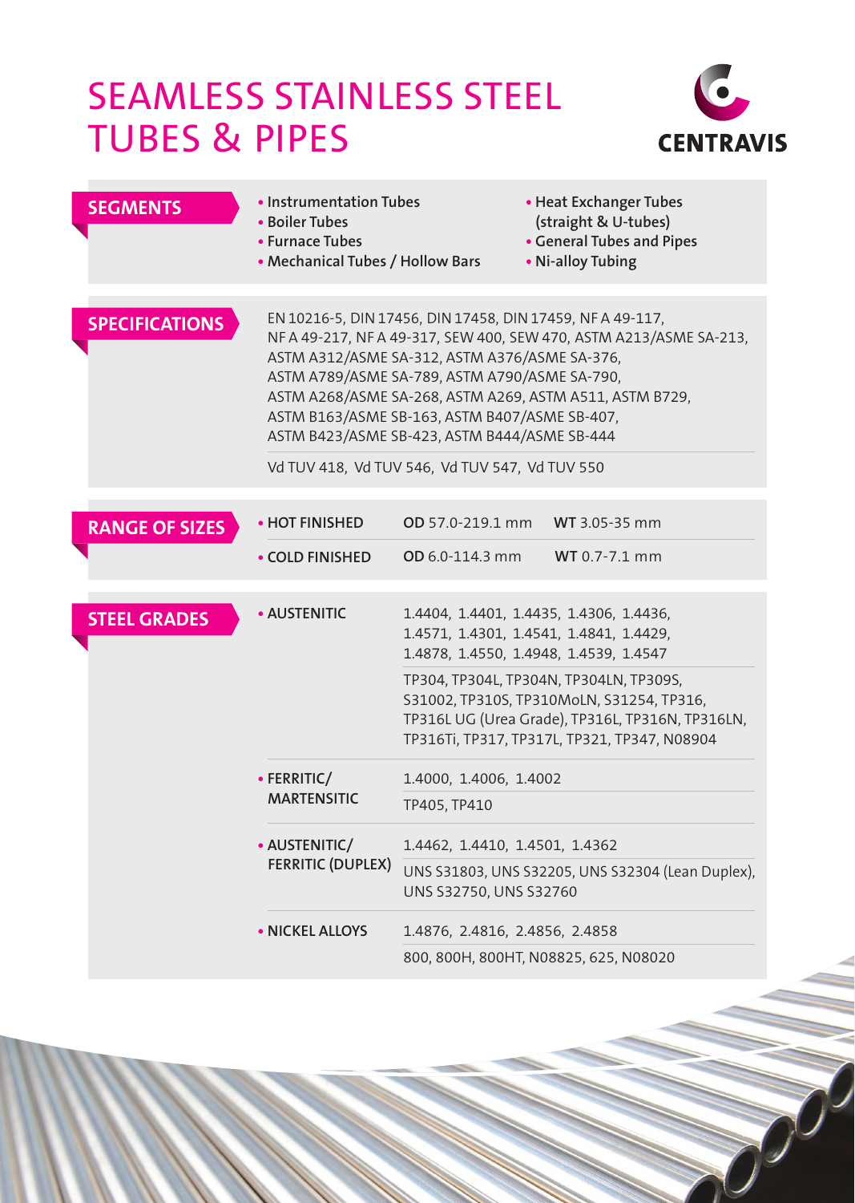# SEAMLESS STAINLESS STEEL TUBES & PIPES

CENTRAVIS

## SEGMENTS

- Instrumentation Tubes
- Boiler Tubes
- Furnace Tubes
- Mechanical Tubes / Hollow Bars
- Heat Exchanger Tubes (straight & U-tubes)
- General Tubes and Pipes
- Ni-alloy Tubing

## SPECIFICATIONS

EN 10216-5, DIN 17456, DIN 17458, DIN 17459, NF A 49-117, NF A 49-217, NF A 49-317, SEW 400, SEW 470, ASTM A213/ASME SA-213, ASTM A312/ASME SA-312, ASTM A376/ASME SA-376, ASTM A789/ASME SA-789, ASTM A790/ASME SA-790, ASTM A268/ASME SA-268, ASTM A269, ASTM A511, ASTM B729, ASTM B163/ASME SB-163, ASTM B407/ASME SB-407, ASTM B423/ASME SB-423, ASTM B444/ASME SB-444

Vd TUV 418, Vd TUV 546, Vd TUV 547, Vd TUV 550

## RANGE OF SIZES

| | | |
|---|---|---|
| • HOT FINISHED | **OD** 57.0-219.1 mm | **WT** 3.05-35 mm |
| • COLD FINISHED | **OD** 6.0-114.3 mm | **WT** 0.7-7.1 mm |

## STEEL GRADES

| | |
|---|---|
| • **AUSTENITIC** | 1.4404, 1.4401, 1.4435, 1.4306, 1.4436, 1.4571, 1.4301, 1.4541, 1.4841, 1.4429, 1.4878, 1.4550, 1.4948, 1.4539, 1.4547 |
| | TP304, TP304L, TP304N, TP304LN, TP309S, S31002, TP310S, TP310MoLN, S31254, TP316, TP316L UG (Urea Grade), TP316L, TP316N, TP316LN, TP316Ti, TP317, TP317L, TP321, TP347, N08904 |
| • **FERRITIC/ MARTENSITIC** | 1.4000, 1.4006, 1.4002 |
| | TP405, TP410 |
| • **AUSTENITIC/ FERRITIC (DUPLEX)** | 1.4462, 1.4410, 1.4501, 1.4362 |
| | UNS S31803, UNS S32205, UNS S32304 (Lean Duplex), UNS S32750, UNS S32760 |
| • **NICKEL ALLOYS** | 1.4876, 2.4816, 2.4856, 2.4858 |
| | 800, 800H, 800HT, N08825, 625, N08020 |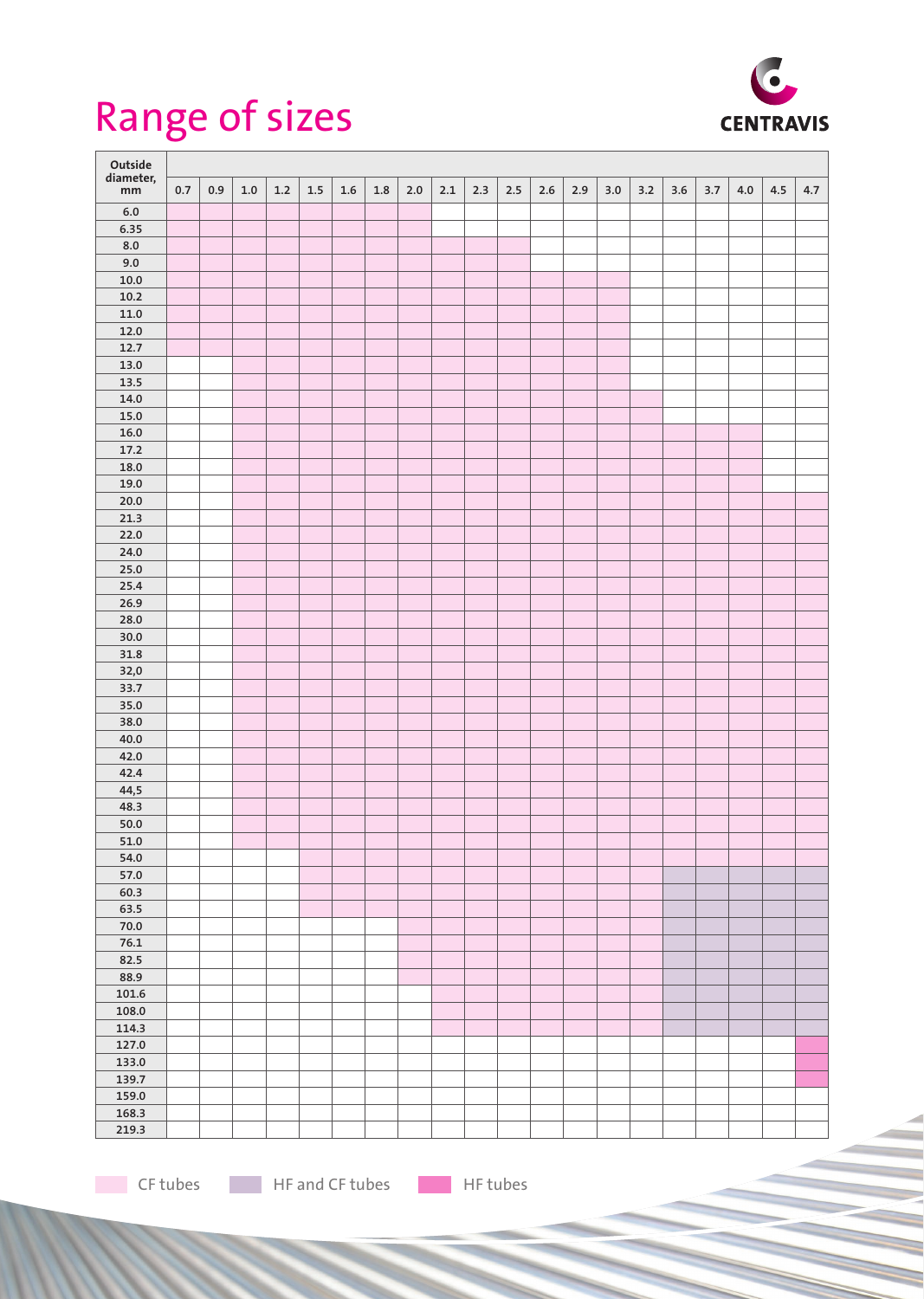# Range of sizes

Wall thickness, mm (columns) by outside diameter, mm (rows):

| Outside diameter, mm | 0.7 | 0.9 | 1.0 | 1.2 | 1.5 | 1.6 | 1.8 | 2.0 | 2.1 | 2.3 | 2.5 | 2.6 | 2.9 | 3.0 | 3.2 | 3.6 | 3.7 | 4.0 | 4.5 | 4.7 |
|---|---|---|---|---|---|---|---|---|---|---|---|---|---|---|---|---|---|---|---|---|
| 6.0 | CF | CF | CF | CF | CF | CF | CF | CF | | | | | | | | | | | | |
| 6.35 | CF | CF | CF | CF | CF | CF | CF | CF | | | | | | | | | | | | |
| 8.0 | CF | CF | CF | CF | CF | CF | CF | CF | CF | CF | CF | | | | | | | | | |
| 9.0 | CF | CF | CF | CF | CF | CF | CF | CF | CF | CF | CF | | | | | | | | | |
| 10.0 | CF | CF | CF | CF | CF | CF | CF | CF | CF | CF | CF | CF | CF | CF | | | | | | |
| 10.2 | CF | CF | CF | CF | CF | CF | CF | CF | CF | CF | CF | CF | CF | CF | | | | | | |
| 11.0 | CF | CF | CF | CF | CF | CF | CF | CF | CF | CF | CF | CF | CF | CF | | | | | | |
| 12.0 | CF | CF | CF | CF | CF | CF | CF | CF | CF | CF | CF | CF | CF | CF | | | | | | |
| 12.7 | CF | CF | CF | CF | CF | CF | CF | CF | CF | CF | CF | CF | CF | CF | | | | | | |
| 13.0 | | | CF | CF | CF | CF | CF | CF | CF | CF | CF | CF | CF | CF | | | | | | |
| 13.5 | | | CF | CF | CF | CF | CF | CF | CF | CF | CF | CF | CF | CF | | | | | | |
| 14.0 | | | CF | CF | CF | CF | CF | CF | CF | CF | CF | CF | CF | CF | CF | | | | | |
| 15.0 | | | CF | CF | CF | CF | CF | CF | CF | CF | CF | CF | CF | CF | CF | | | | | |
| 16.0 | | | CF | CF | CF | CF | CF | CF | CF | CF | CF | CF | CF | CF | CF | CF | CF | CF | | |
| 17.2 | | | CF | CF | CF | CF | CF | CF | CF | CF | CF | CF | CF | CF | CF | CF | CF | CF | | |
| 18.0 | | | CF | CF | CF | CF | CF | CF | CF | CF | CF | CF | CF | CF | CF | CF | CF | CF | | |
| 19.0 | | | CF | CF | CF | CF | CF | CF | CF | CF | CF | CF | CF | CF | CF | CF | CF | CF | | |
| 20.0 | | | CF | CF | CF | CF | CF | CF | CF | CF | CF | CF | CF | CF | CF | CF | CF | CF | CF | CF |
| 21.3 | | | CF | CF | CF | CF | CF | CF | CF | CF | CF | CF | CF | CF | CF | CF | CF | CF | CF | CF |
| 22.0 | | | CF | CF | CF | CF | CF | CF | CF | CF | CF | CF | CF | CF | CF | CF | CF | CF | CF | CF |
| 24.0 | | | CF | CF | CF | CF | CF | CF | CF | CF | CF | CF | CF | CF | CF | CF | CF | CF | CF | CF |
| 25.0 | | | CF | CF | CF | CF | CF | CF | CF | CF | CF | CF | CF | CF | CF | CF | CF | CF | CF | CF |
| 25.4 | | | CF | CF | CF | CF | CF | CF | CF | CF | CF | CF | CF | CF | CF | CF | CF | CF | CF | CF |
| 26.9 | | | CF | CF | CF | CF | CF | CF | CF | CF | CF | CF | CF | CF | CF | CF | CF | CF | CF | CF |
| 28.0 | | | CF | CF | CF | CF | CF | CF | CF | CF | CF | CF | CF | CF | CF | CF | CF | CF | CF | CF |
| 30.0 | | | CF | CF | CF | CF | CF | CF | CF | CF | CF | CF | CF | CF | CF | CF | CF | CF | CF | CF |
| 31.8 | | | CF | CF | CF | CF | CF | CF | CF | CF | CF | CF | CF | CF | CF | CF | CF | CF | CF | CF |
| 32,0 | | | CF | CF | CF | CF | CF | CF | CF | CF | CF | CF | CF | CF | CF | CF | CF | CF | CF | CF |
| 33.7 | | | CF | CF | CF | CF | CF | CF | CF | CF | CF | CF | CF | CF | CF | CF | CF | CF | CF | CF |
| 35.0 | | | CF | CF | CF | CF | CF | CF | CF | CF | CF | CF | CF | CF | CF | CF | CF | CF | CF | CF |
| 38.0 | | | CF | CF | CF | CF | CF | CF | CF | CF | CF | CF | CF | CF | CF | CF | CF | CF | CF | CF |
| 40.0 | | | CF | CF | CF | CF | CF | CF | CF | CF | CF | CF | CF | CF | CF | CF | CF | CF | CF | CF |
| 42.0 | | | CF | CF | CF | CF | CF | CF | CF | CF | CF | CF | CF | CF | CF | CF | CF | CF | CF | CF |
| 42.4 | | | CF | CF | CF | CF | CF | CF | CF | CF | CF | CF | CF | CF | CF | CF | CF | CF | CF | CF |
| 44,5 | | | CF | CF | CF | CF | CF | CF | CF | CF | CF | CF | CF | CF | CF | CF | CF | CF | CF | CF |
| 48.3 | | | CF | CF | CF | CF | CF | CF | CF | CF | CF | CF | CF | CF | CF | CF | CF | CF | CF | CF |
| 50.0 | | | CF | CF | CF | CF | CF | CF | CF | CF | CF | CF | CF | CF | CF | CF | CF | CF | CF | CF |
| 51.0 | | | CF | CF | CF | CF | CF | CF | CF | CF | CF | CF | CF | CF | CF | CF | CF | CF | CF | CF |
| 54.0 | | | | | CF | CF | CF | CF | CF | CF | CF | CF | CF | CF | CF | CF | CF | CF | CF | CF |
| 57.0 | | | | | CF | CF | CF | CF | CF | CF | CF | CF | CF | CF | CF | HF and CF | HF and CF | HF and CF | HF and CF | HF and CF |
| 60.3 | | | | | CF | CF | CF | CF | CF | CF | CF | CF | CF | CF | CF | HF and CF | HF and CF | HF and CF | HF and CF | HF and CF |
| 63.5 | | | | | CF | CF | CF | CF | CF | CF | CF | CF | CF | CF | CF | HF and CF | HF and CF | HF and CF | HF and CF | HF and CF |
| 70.0 | | | | | | | | CF | CF | CF | CF | CF | CF | CF | CF | HF and CF | HF and CF | HF and CF | HF and CF | HF and CF |
| 76.1 | | | | | | | | CF | CF | CF | CF | CF | CF | CF | CF | HF and CF | HF and CF | HF and CF | HF and CF | HF and CF |
| 82.5 | | | | | | | | CF | CF | CF | CF | CF | CF | CF | CF | HF and CF | HF and CF | HF and CF | HF and CF | HF and CF |
| 88.9 | | | | | | | | CF | CF | CF | CF | CF | CF | CF | CF | HF and CF | HF and CF | HF and CF | HF and CF | HF and CF |
| 101.6 | | | | | | | | | CF | CF | CF | CF | CF | CF | CF | HF and CF | HF and CF | HF and CF | HF and CF | HF and CF |
| 108.0 | | | | | | | | | CF | CF | CF | CF | CF | CF | CF | HF and CF | HF and CF | HF and CF | HF and CF | HF and CF |
| 114.3 | | | | | | | | | CF | CF | CF | CF | CF | CF | CF | HF and CF | HF and CF | HF and CF | HF and CF | HF and CF |
| 127.0 | | | | | | | | | | | | | | | | | | | | HF |
| 133.0 | | | | | | | | | | | | | | | | | | | | HF |
| 139.7 | | | | | | | | | | | | | | | | | | | | HF |
| 159.0 | | | | | | | | | | | | | | | | | | | | |
| 168.3 | | | | | | | | | | | | | | | | | | | | |
| 219.3 | | | | | | | | | | | | | | | | | | | | |

CF tubes | HF and CF tubes | HF tubes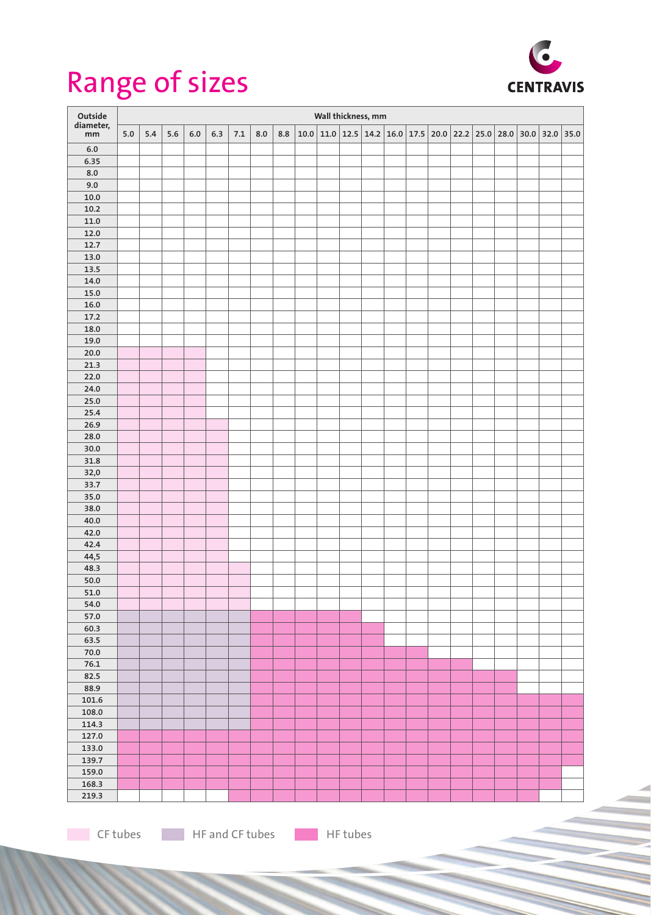# Range of sizes

**CENTRAVIS**

Cell markings: CF = CF tubes; HF/CF = HF and CF tubes; HF = HF tubes; empty = not marked.

| Outside diameter, mm | Wall thickness, mm | | | | | | | | | | | | | | | | | | | | |
|---|---|---|---|---|---|---|---|---|---|---|---|---|---|---|---|---|---|---|---|---|---|
| | 5.0 | 5.4 | 5.6 | 6.0 | 6.3 | 7.1 | 8.0 | 8.8 | 10.0 | 11.0 | 12.5 | 14.2 | 16.0 | 17.5 | 20.0 | 22.2 | 25.0 | 28.0 | 30.0 | 32.0 | 35.0 |
| 6.0 | | | | | | | | | | | | | | | | | | | | | |
| 6.35 | | | | | | | | | | | | | | | | | | | | | |
| 8.0 | | | | | | | | | | | | | | | | | | | | | |
| 9.0 | | | | | | | | | | | | | | | | | | | | | |
| 10.0 | | | | | | | | | | | | | | | | | | | | | |
| 10.2 | | | | | | | | | | | | | | | | | | | | | |
| 11.0 | | | | | | | | | | | | | | | | | | | | | |
| 12.0 | | | | | | | | | | | | | | | | | | | | | |
| 12.7 | | | | | | | | | | | | | | | | | | | | | |
| 13.0 | | | | | | | | | | | | | | | | | | | | | |
| 13.5 | | | | | | | | | | | | | | | | | | | | | |
| 14.0 | | | | | | | | | | | | | | | | | | | | | |
| 15.0 | | | | | | | | | | | | | | | | | | | | | |
| 16.0 | | | | | | | | | | | | | | | | | | | | | |
| 17.2 | | | | | | | | | | | | | | | | | | | | | |
| 18.0 | | | | | | | | | | | | | | | | | | | | | |
| 19.0 | | | | | | | | | | | | | | | | | | | | | |
| 20.0 | CF | CF | CF | CF | | | | | | | | | | | | | | | | | |
| 21.3 | CF | CF | CF | CF | | | | | | | | | | | | | | | | | |
| 22.0 | CF | CF | CF | CF | | | | | | | | | | | | | | | | | |
| 24.0 | CF | CF | CF | CF | | | | | | | | | | | | | | | | | |
| 25.0 | CF | CF | CF | CF | | | | | | | | | | | | | | | | | |
| 25.4 | CF | CF | CF | CF | | | | | | | | | | | | | | | | | |
| 26.9 | CF | CF | CF | CF | CF | | | | | | | | | | | | | | | | |
| 28.0 | CF | CF | CF | CF | CF | | | | | | | | | | | | | | | | |
| 30.0 | CF | CF | CF | CF | CF | | | | | | | | | | | | | | | | |
| 31.8 | CF | CF | CF | CF | CF | | | | | | | | | | | | | | | | |
| 32,0 | CF | CF | CF | CF | CF | | | | | | | | | | | | | | | | |
| 33.7 | CF | CF | CF | CF | CF | | | | | | | | | | | | | | | | |
| 35.0 | CF | CF | CF | CF | CF | | | | | | | | | | | | | | | | |
| 38.0 | CF | CF | CF | CF | CF | | | | | | | | | | | | | | | | |
| 40.0 | CF | CF | CF | CF | CF | | | | | | | | | | | | | | | | |
| 42.0 | CF | CF | CF | CF | CF | | | | | | | | | | | | | | | | |
| 42.4 | CF | CF | CF | CF | CF | | | | | | | | | | | | | | | | |
| 44,5 | CF | CF | CF | CF | CF | | | | | | | | | | | | | | | | |
| 48.3 | CF | CF | CF | CF | CF | CF | | | | | | | | | | | | | | | |
| 50.0 | CF | CF | CF | CF | CF | CF | | | | | | | | | | | | | | | |
| 51.0 | CF | CF | CF | CF | CF | CF | | | | | | | | | | | | | | | |
| 54.0 | CF | CF | CF | CF | CF | CF | | | | | | | | | | | | | | | |
| 57.0 | HF/CF | HF/CF | HF/CF | HF/CF | HF/CF | HF/CF | HF | HF | HF | HF | HF | | | | | | | | | | |
| 60.3 | HF/CF | HF/CF | HF/CF | HF/CF | HF/CF | HF/CF | HF | HF | HF | HF | HF | HF | | | | | | | | | |
| 63.5 | HF/CF | HF/CF | HF/CF | HF/CF | HF/CF | HF/CF | HF | HF | HF | HF | HF | HF | | | | | | | | | |
| 70.0 | HF/CF | HF/CF | HF/CF | HF/CF | HF/CF | HF/CF | HF | HF | HF | HF | HF | HF | HF | HF | | | | | | | |
| 76.1 | HF/CF | HF/CF | HF/CF | HF/CF | HF/CF | HF/CF | HF | HF | HF | HF | HF | HF | HF | HF | HF | HF | | | | | |
| 82.5 | HF/CF | HF/CF | HF/CF | HF/CF | HF/CF | HF/CF | HF | HF | HF | HF | HF | HF | HF | HF | HF | HF | HF | HF | | | |
| 88.9 | HF/CF | HF/CF | HF/CF | HF/CF | HF/CF | HF/CF | HF | HF | HF | HF | HF | HF | HF | HF | HF | HF | HF | HF | | | |
| 101.6 | HF/CF | HF/CF | HF/CF | HF/CF | HF/CF | HF/CF | HF | HF | HF | HF | HF | HF | HF | HF | HF | HF | HF | HF | HF | HF | HF |
| 108.0 | HF/CF | HF/CF | HF/CF | HF/CF | HF/CF | HF/CF | HF | HF | HF | HF | HF | HF | HF | HF | HF | HF | HF | HF | HF | HF | HF |
| 114.3 | HF/CF | HF/CF | HF/CF | HF/CF | HF/CF | HF/CF | HF | HF | HF | HF | HF | HF | HF | HF | HF | HF | HF | HF | HF | HF | HF |
| 127.0 | HF | HF | HF | HF | HF | HF | HF | HF | HF | HF | HF | HF | HF | HF | HF | HF | HF | HF | HF | HF | HF |
| 133.0 | HF | HF | HF | HF | HF | HF | HF | HF | HF | HF | HF | HF | HF | HF | HF | HF | HF | HF | HF | HF | HF |
| 139.7 | HF | HF | HF | HF | HF | HF | HF | HF | HF | HF | HF | HF | HF | HF | HF | HF | HF | HF | HF | HF | |
| 159.0 | HF | HF | HF | HF | HF | HF | HF | HF | HF | HF | HF | HF | HF | HF | HF | HF | HF | HF | HF | HF | |
| 168.3 | HF | HF | HF | HF | HF | HF | HF | HF | HF | HF | HF | HF | HF | HF | HF | HF | HF | HF | HF | HF | |
| 219.3 | | | | | | HF | HF | HF | HF | HF | HF | HF | HF | HF | HF | HF | HF | HF | HF | | |

CF tubes HF and CF tubes HF tubes